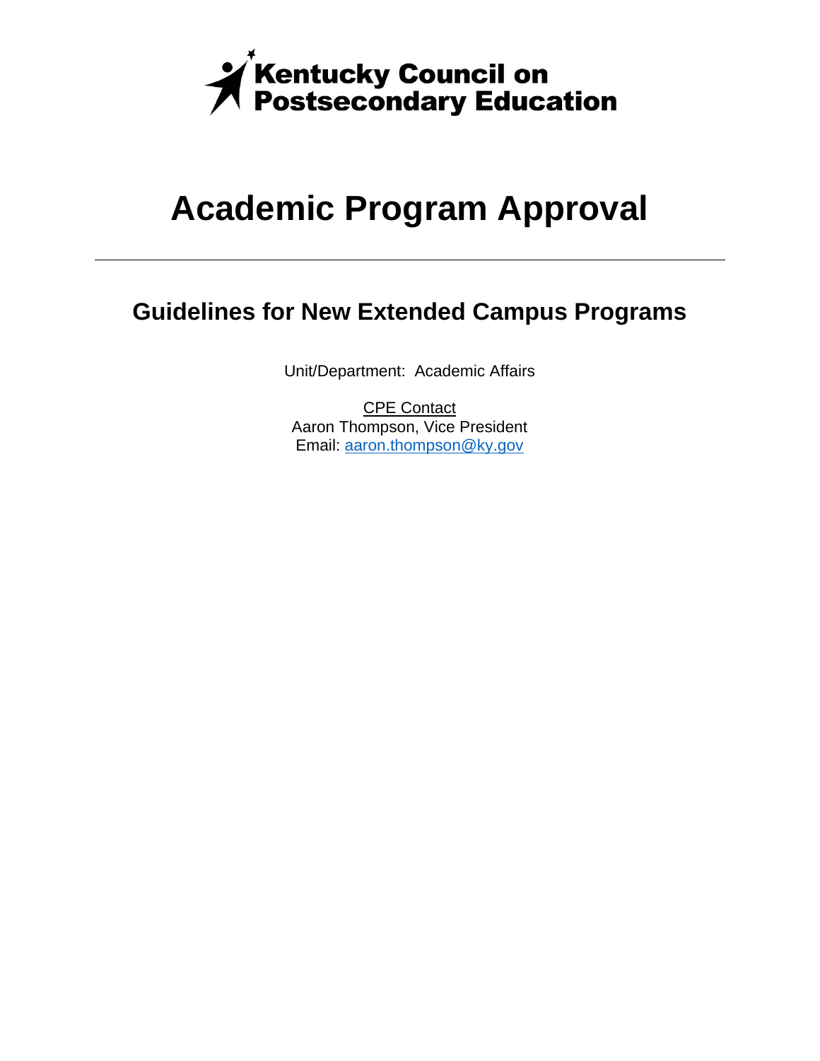Kentucky Council on Postsecondary Education

# Academic Program Approval

---

## Guidelines for New Extended Campus Programs

Unit/Department: Academic Affairs

CPE Contact
Aaron Thompson, Vice President
Email: aaron.thompson@ky.gov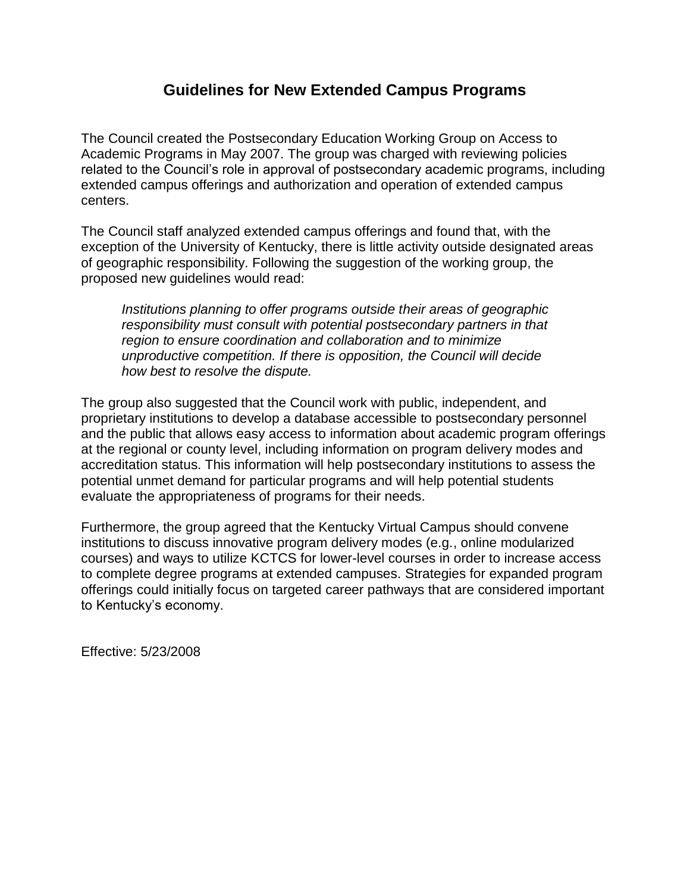# Guidelines for New Extended Campus Programs

The Council created the Postsecondary Education Working Group on Access to Academic Programs in May 2007. The group was charged with reviewing policies related to the Council's role in approval of postsecondary academic programs, including extended campus offerings and authorization and operation of extended campus centers.

The Council staff analyzed extended campus offerings and found that, with the exception of the University of Kentucky, there is little activity outside designated areas of geographic responsibility. Following the suggestion of the working group, the proposed new guidelines would read:

> *Institutions planning to offer programs outside their areas of geographic responsibility must consult with potential postsecondary partners in that region to ensure coordination and collaboration and to minimize unproductive competition. If there is opposition, the Council will decide how best to resolve the dispute.*

The group also suggested that the Council work with public, independent, and proprietary institutions to develop a database accessible to postsecondary personnel and the public that allows easy access to information about academic program offerings at the regional or county level, including information on program delivery modes and accreditation status. This information will help postsecondary institutions to assess the potential unmet demand for particular programs and will help potential students evaluate the appropriateness of programs for their needs.

Furthermore, the group agreed that the Kentucky Virtual Campus should convene institutions to discuss innovative program delivery modes (e.g., online modularized courses) and ways to utilize KCTCS for lower-level courses in order to increase access to complete degree programs at extended campuses. Strategies for expanded program offerings could initially focus on targeted career pathways that are considered important to Kentucky's economy.

Effective: 5/23/2008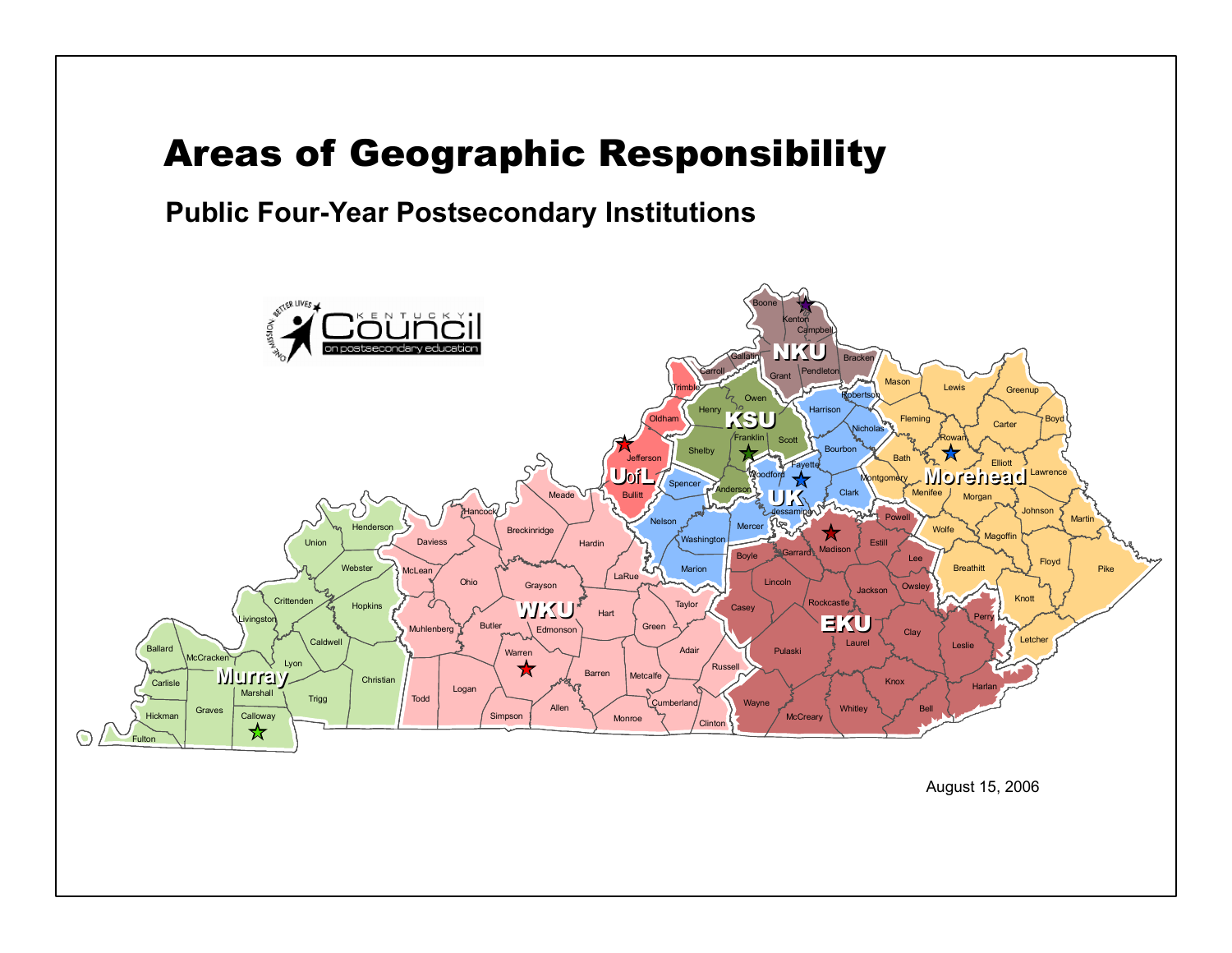# Areas of Geographic Responsibility

## Public Four-Year Postsecondary Institutions

NKU
Boone
Kenton
Campbell
Gallatin
Bracken
Grant
Pendleton
Carroll

KSU
Owen
Henry
Franklin
Scott
Shelby
Anderson

UofL
Trimble
Oldham
Jefferson
Bullitt

UK
Robertson
Harrison
Nicholas
Bourbon
Fayette
Woodford
Clark
Jessamine
Spencer
Nelson
Washington
Mercer
Marion

Morehead
Mason
Lewis
Greenup
Fleming
Carter
Boyd
Rowan
Bath
Elliott
Montgomery
Lawrence
Menifee
Morgan
Johnson
Martin
Wolfe
Magoffin
Floyd
Pike
Breathitt
Knott
Letcher

EKU
Powell
Estill
Madison
Garrard
Lee
Boyle
Owsley
Lincoln
Jackson
Rockcastle
Casey
Clay
Perry
Leslie
Pulaski
Laurel
Knox
Harlan
Wayne
McCreary
Whitley
Bell

WKU
Meade
Hancock
Breckinridge
Daviess
Hardin
McLean
Ohio
Grayson
LaRue
Taylor
Muhlenberg
Butler
Edmonson
Hart
Green
Adair
Warren
Barren
Metcalfe
Russell
Todd
Logan
Simpson
Allen
Monroe
Cumberland
Clinton

Murray
Henderson
Union
Webster
Crittenden
Hopkins
Livingston
Caldwell
Ballard
McCracken
Lyon
Carlisle
Marshall
Christian
Trigg
Hickman
Graves
Calloway
Fulton

August 15, 2006